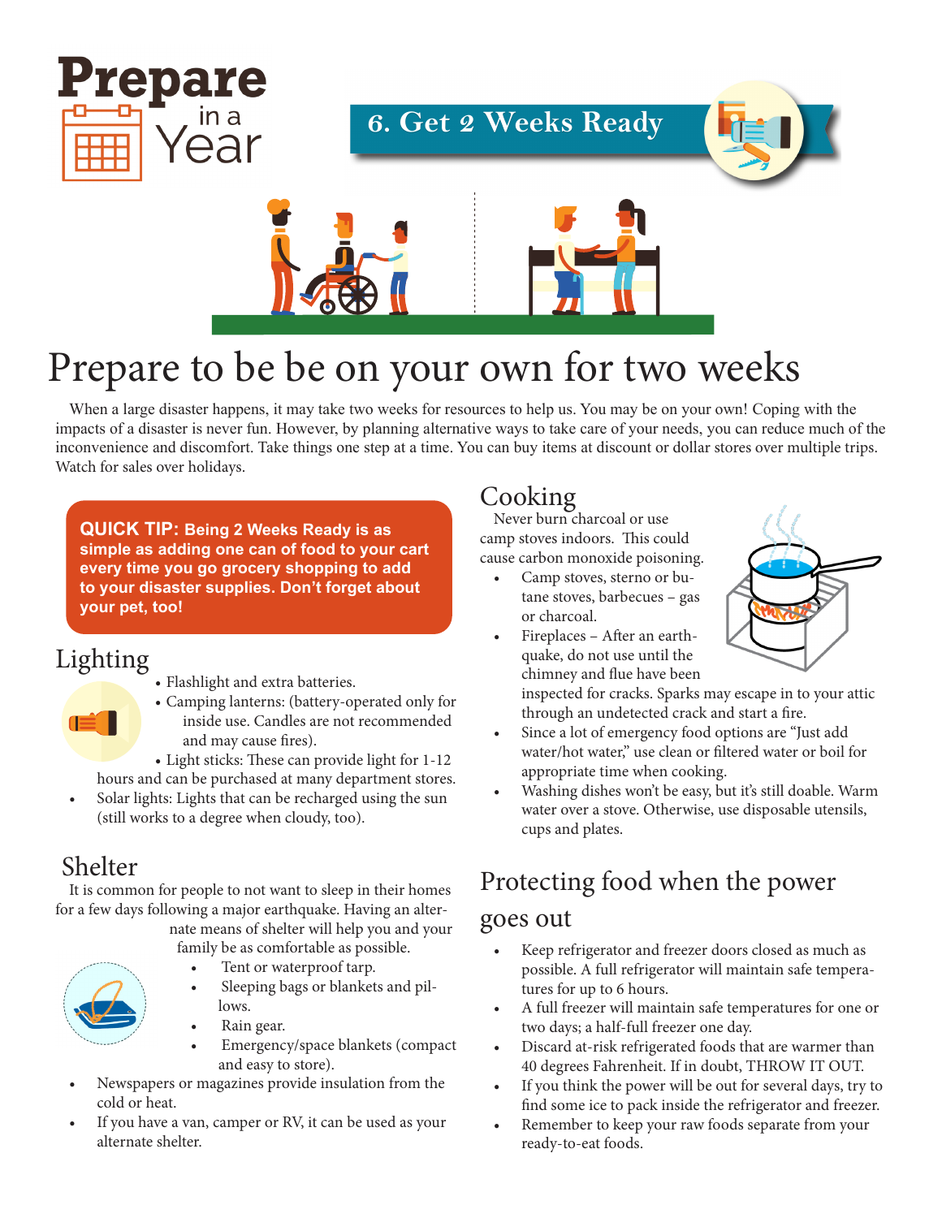# Prepare in a Year

## 6. Get 2 Weeks Ready

# Prepare to be be on your own for two weeks

When a large disaster happens, it may take two weeks for resources to help us. You may be on your own! Coping with the impacts of a disaster is never fun. However, by planning alternative ways to take care of your needs, you can reduce much of the inconvenience and discomfort. Take things one step at a time. You can buy items at discount or dollar stores over multiple trips. Watch for sales over holidays.

**QUICK TIP: Being 2 Weeks Ready is as simple as adding one can of food to your cart every time you go grocery shopping to add to your disaster supplies. Don't forget about your pet, too!**

## Lighting

- Flashlight and extra batteries.
- Camping lanterns: (battery-operated only for inside use. Candles are not recommended and may cause fires).
- Light sticks: These can provide light for 1-12 hours and can be purchased at many department stores.
- Solar lights: Lights that can be recharged using the sun (still works to a degree when cloudy, too).

## Shelter

It is common for people to not want to sleep in their homes for a few days following a major earthquake. Having an alternate means of shelter will help you and your family be as comfortable as possible.

- Tent or waterproof tarp.
- Sleeping bags or blankets and pillows.
- Rain gear.
- Emergency/space blankets (compact and easy to store).
- Newspapers or magazines provide insulation from the cold or heat.
- If you have a van, camper or RV, it can be used as your alternate shelter.

## Cooking

Never burn charcoal or use camp stoves indoors. This could cause carbon monoxide poisoning.

- Camp stoves, sterno or butane stoves, barbecues – gas or charcoal.
- Fireplaces – After an earthquake, do not use until the chimney and flue have been inspected for cracks. Sparks may escape in to your attic through an undetected crack and start a fire.
- Since a lot of emergency food options are "Just add water/hot water," use clean or filtered water or boil for appropriate time when cooking.
- Washing dishes won't be easy, but it's still doable. Warm water over a stove. Otherwise, use disposable utensils, cups and plates.

## Protecting food when the power goes out

- Keep refrigerator and freezer doors closed as much as possible. A full refrigerator will maintain safe temperatures for up to 6 hours.
- A full freezer will maintain safe temperatures for one or two days; a half-full freezer one day.
- Discard at-risk refrigerated foods that are warmer than 40 degrees Fahrenheit. If in doubt, THROW IT OUT.
- If you think the power will be out for several days, try to find some ice to pack inside the refrigerator and freezer.
- Remember to keep your raw foods separate from your ready-to-eat foods.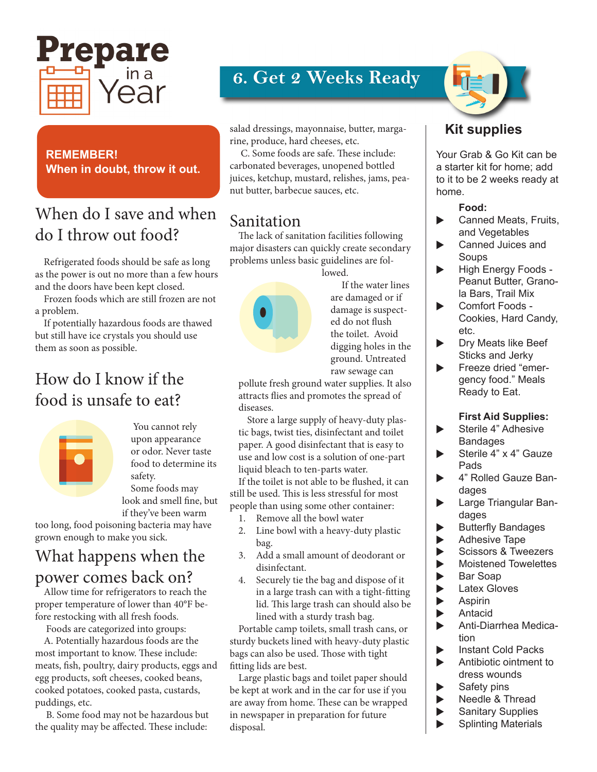# Prepare in a Year

## 6. Get 2 Weeks Ready

**REMEMBER!**
**When in doubt, throw it out.**

## When do I save and when do I throw out food?

Refrigerated foods should be safe as long as the power is out no more than a few hours and the doors have been kept closed.

Frozen foods which are still frozen are not a problem.

If potentially hazardous foods are thawed but still have ice crystals you should use them as soon as possible.

## How do I know if the food is unsafe to eat?

You cannot rely upon appearance or odor. Never taste food to determine its safety.

Some foods may look and smell fine, but if they've been warm too long, food poisoning bacteria may have grown enough to make you sick.

## What happens when the power comes back on?

Allow time for refrigerators to reach the proper temperature of lower than 40°F before restocking with all fresh foods.

Foods are categorized into groups:

A. Potentially hazardous foods are the most important to know. These include: meats, fish, poultry, dairy products, eggs and egg products, soft cheeses, cooked beans, cooked potatoes, cooked pasta, custards, puddings, etc.

B. Some food may not be hazardous but the quality may be affected. These include: salad dressings, mayonnaise, butter, margarine, produce, hard cheeses, etc.

C. Some foods are safe. These include: carbonated beverages, unopened bottled juices, ketchup, mustard, relishes, jams, peanut butter, barbecue sauces, etc.

## Sanitation

The lack of sanitation facilities following major disasters can quickly create secondary problems unless basic guidelines are followed.

If the water lines are damaged or if damage is suspected do not flush the toilet. Avoid digging holes in the ground. Untreated raw sewage can pollute fresh ground water supplies. It also attracts flies and promotes the spread of diseases.

Store a large supply of heavy-duty plastic bags, twist ties, disinfectant and toilet paper. A good disinfectant that is easy to use and low cost is a solution of one-part liquid bleach to ten-parts water.

If the toilet is not able to be flushed, it can still be used. This is less stressful for most people than using some other container:

1. Remove all the bowl water
2. Line bowl with a heavy-duty plastic bag.
3. Add a small amount of deodorant or disinfectant.
4. Securely tie the bag and dispose of it in a large trash can with a tight-fitting lid. This large trash can should also be lined with a sturdy trash bag.

Portable camp toilets, small trash cans, or sturdy buckets lined with heavy-duty plastic bags can also be used. Those with tight fitting lids are best.

Large plastic bags and toilet paper should be kept at work and in the car for use if you are away from home. These can be wrapped in newspaper in preparation for future disposal.

## Kit supplies

Your Grab & Go Kit can be a starter kit for home; add to it to be 2 weeks ready at home.

**Food:**

- Canned Meats, Fruits, and Vegetables
- Canned Juices and Soups
- High Energy Foods - Peanut Butter, Granola Bars, Trail Mix
- Comfort Foods - Cookies, Hard Candy, etc.
- Dry Meats like Beef Sticks and Jerky
- Freeze dried "emergency food." Meals Ready to Eat.

**First Aid Supplies:**

- Sterile 4" Adhesive Bandages
- Sterile 4" x 4" Gauze Pads
- 4" Rolled Gauze Bandages
- Large Triangular Bandages
- Butterfly Bandages
- Adhesive Tape
- Scissors & Tweezers
- Moistened Towelettes
- Bar Soap
- Latex Gloves
- Aspirin
- Antacid
- Anti-Diarrhea Medication
- Instant Cold Packs
- Antibiotic ointment to dress wounds
- Safety pins
- Needle & Thread
- Sanitary Supplies
- Splinting Materials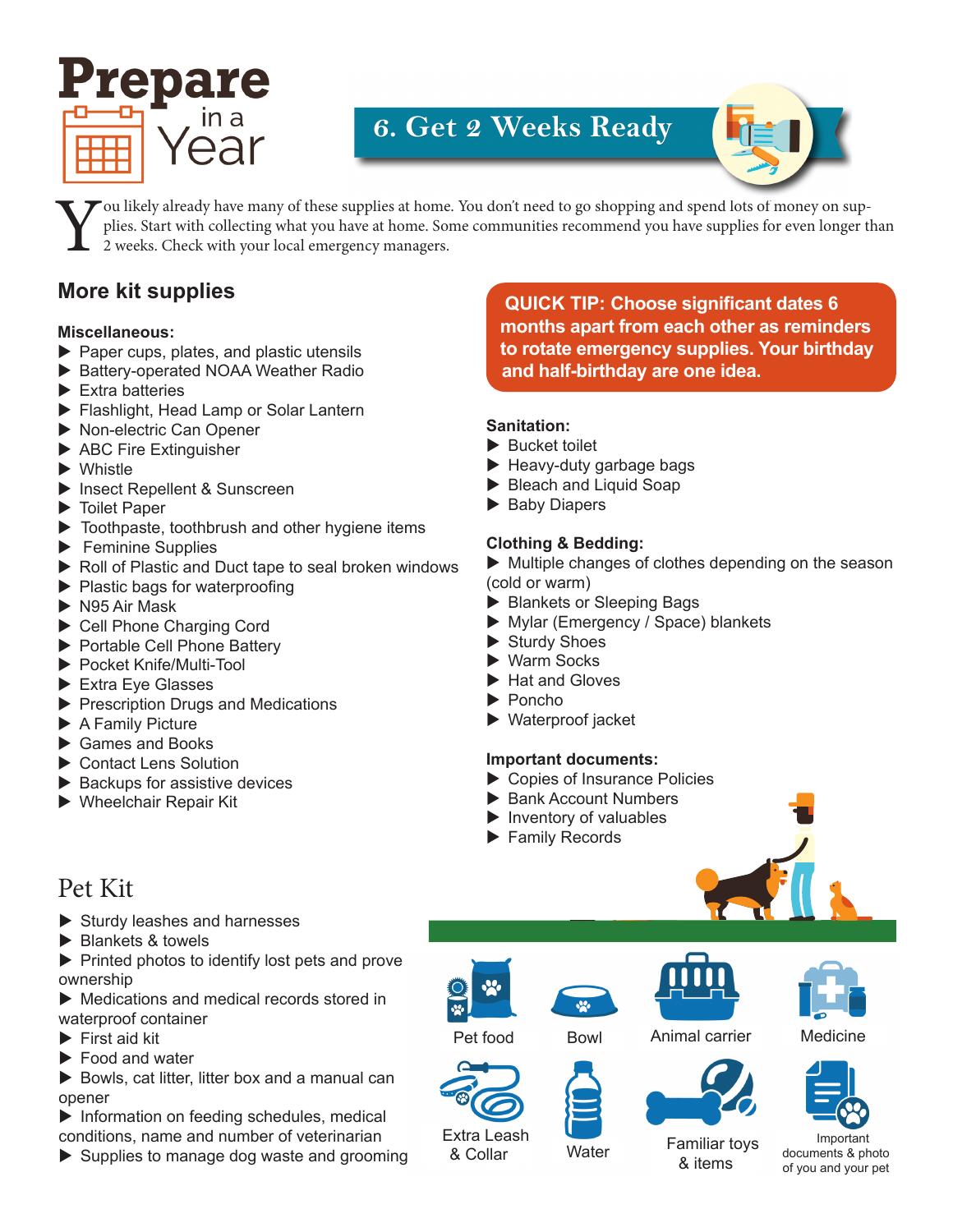# Prepare in a Year

## 6. Get 2 Weeks Ready

You likely already have many of these supplies at home. You don't need to go shopping and spend lots of money on supplies. Start with collecting what you have at home. Some communities recommend you have supplies for even longer than 2 weeks. Check with your local emergency managers.

## More kit supplies

**Miscellaneous:**

- Paper cups, plates, and plastic utensils
- Battery-operated NOAA Weather Radio
- Extra batteries
- Flashlight, Head Lamp or Solar Lantern
- Non-electric Can Opener
- ABC Fire Extinguisher
- Whistle
- Insect Repellent & Sunscreen
- Toilet Paper
- Toothpaste, toothbrush and other hygiene items
- Feminine Supplies
- Roll of Plastic and Duct tape to seal broken windows
- Plastic bags for waterproofing
- N95 Air Mask
- Cell Phone Charging Cord
- Portable Cell Phone Battery
- Pocket Knife/Multi-Tool
- Extra Eye Glasses
- Prescription Drugs and Medications
- A Family Picture
- Games and Books
- Contact Lens Solution
- Backups for assistive devices
- Wheelchair Repair Kit

**QUICK TIP: Choose significant dates 6 months apart from each other as reminders to rotate emergency supplies. Your birthday and half-birthday are one idea.**

**Sanitation:**

- Bucket toilet
- Heavy-duty garbage bags
- Bleach and Liquid Soap
- Baby Diapers

**Clothing & Bedding:**

- Multiple changes of clothes depending on the season (cold or warm)
- Blankets or Sleeping Bags
- Mylar (Emergency / Space) blankets
- Sturdy Shoes
- Warm Socks
- Hat and Gloves
- Poncho
- Waterproof jacket

**Important documents:**

- Copies of Insurance Policies
- Bank Account Numbers
- Inventory of valuables
- Family Records

## Pet Kit

- Sturdy leashes and harnesses
- Blankets & towels
- Printed photos to identify lost pets and prove ownership
- Medications and medical records stored in waterproof container
- First aid kit
- Food and water
- Bowls, cat litter, litter box and a manual can opener
- Information on feeding schedules, medical conditions, name and number of veterinarian
- Supplies to manage dog waste and grooming

Pet food

Bowl

Animal carrier

Medicine

Extra Leash & Collar

Water

Familiar toys & items

Important documents & photo of you and your pet